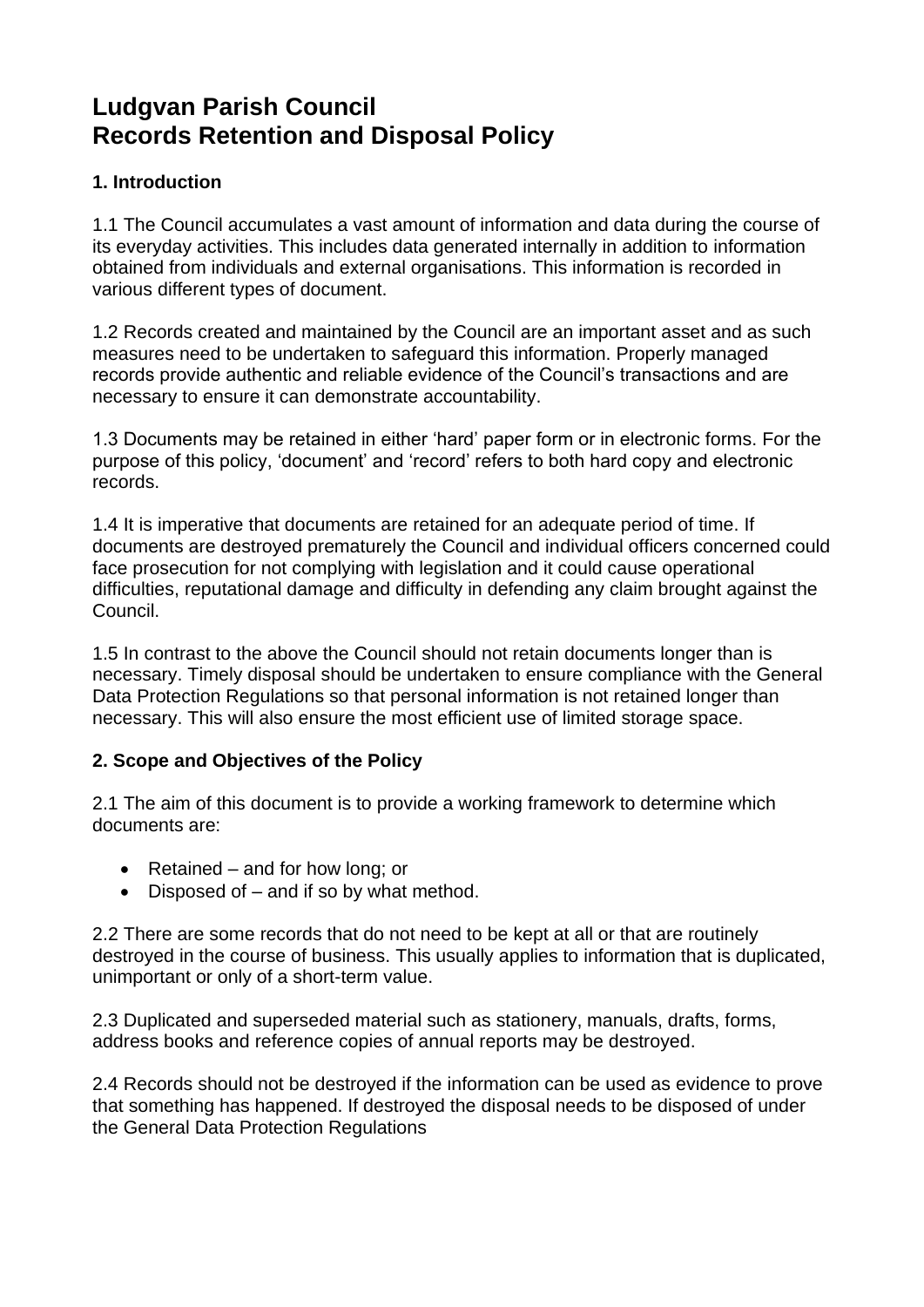# Ludgvan Parish Council
# Records Retention and Disposal Policy

### 1. Introduction

1.1 The Council accumulates a vast amount of information and data during the course of its everyday activities. This includes data generated internally in addition to information obtained from individuals and external organisations. This information is recorded in various different types of document.

1.2 Records created and maintained by the Council are an important asset and as such measures need to be undertaken to safeguard this information. Properly managed records provide authentic and reliable evidence of the Council's transactions and are necessary to ensure it can demonstrate accountability.

1.3 Documents may be retained in either 'hard' paper form or in electronic forms. For the purpose of this policy, 'document' and 'record' refers to both hard copy and electronic records.

1.4 It is imperative that documents are retained for an adequate period of time. If documents are destroyed prematurely the Council and individual officers concerned could face prosecution for not complying with legislation and it could cause operational difficulties, reputational damage and difficulty in defending any claim brought against the Council.

1.5 In contrast to the above the Council should not retain documents longer than is necessary. Timely disposal should be undertaken to ensure compliance with the General Data Protection Regulations so that personal information is not retained longer than necessary. This will also ensure the most efficient use of limited storage space.

### 2. Scope and Objectives of the Policy

2.1 The aim of this document is to provide a working framework to determine which documents are:

- Retained – and for how long; or
- Disposed of – and if so by what method.

2.2 There are some records that do not need to be kept at all or that are routinely destroyed in the course of business. This usually applies to information that is duplicated, unimportant or only of a short-term value.

2.3 Duplicated and superseded material such as stationery, manuals, drafts, forms, address books and reference copies of annual reports may be destroyed.

2.4 Records should not be destroyed if the information can be used as evidence to prove that something has happened. If destroyed the disposal needs to be disposed of under the General Data Protection Regulations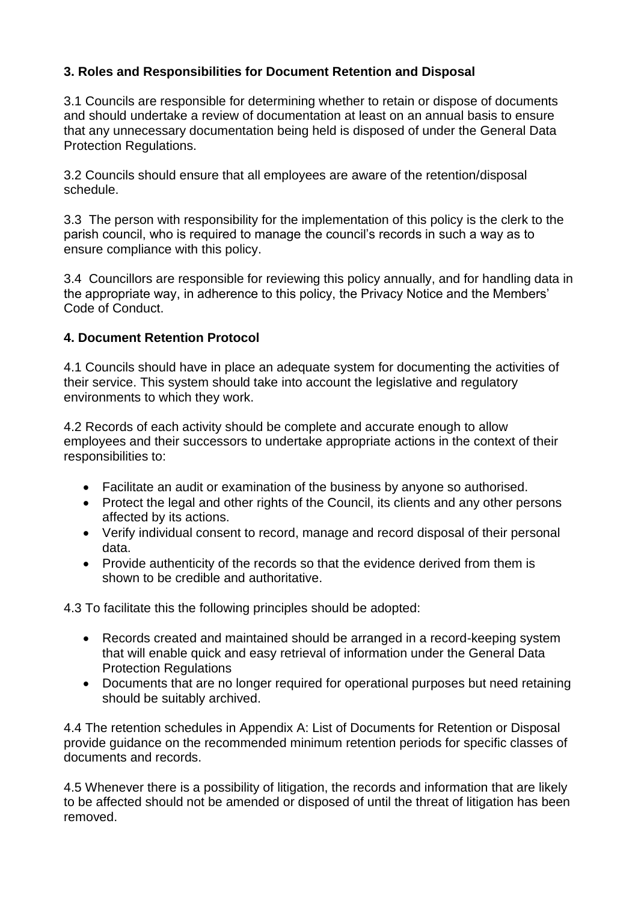**3. Roles and Responsibilities for Document Retention and Disposal**

3.1 Councils are responsible for determining whether to retain or dispose of documents and should undertake a review of documentation at least on an annual basis to ensure that any unnecessary documentation being held is disposed of under the General Data Protection Regulations.

3.2 Councils should ensure that all employees are aware of the retention/disposal schedule.

3.3 The person with responsibility for the implementation of this policy is the clerk to the parish council, who is required to manage the council's records in such a way as to ensure compliance with this policy.

3.4 Councillors are responsible for reviewing this policy annually, and for handling data in the appropriate way, in adherence to this policy, the Privacy Notice and the Members' Code of Conduct.

**4. Document Retention Protocol**

4.1 Councils should have in place an adequate system for documenting the activities of their service. This system should take into account the legislative and regulatory environments to which they work.

4.2 Records of each activity should be complete and accurate enough to allow employees and their successors to undertake appropriate actions in the context of their responsibilities to:

- Facilitate an audit or examination of the business by anyone so authorised.
- Protect the legal and other rights of the Council, its clients and any other persons affected by its actions.
- Verify individual consent to record, manage and record disposal of their personal data.
- Provide authenticity of the records so that the evidence derived from them is shown to be credible and authoritative.

4.3 To facilitate this the following principles should be adopted:

- Records created and maintained should be arranged in a record-keeping system that will enable quick and easy retrieval of information under the General Data Protection Regulations
- Documents that are no longer required for operational purposes but need retaining should be suitably archived.

4.4 The retention schedules in Appendix A: List of Documents for Retention or Disposal provide guidance on the recommended minimum retention periods for specific classes of documents and records.

4.5 Whenever there is a possibility of litigation, the records and information that are likely to be affected should not be amended or disposed of until the threat of litigation has been removed.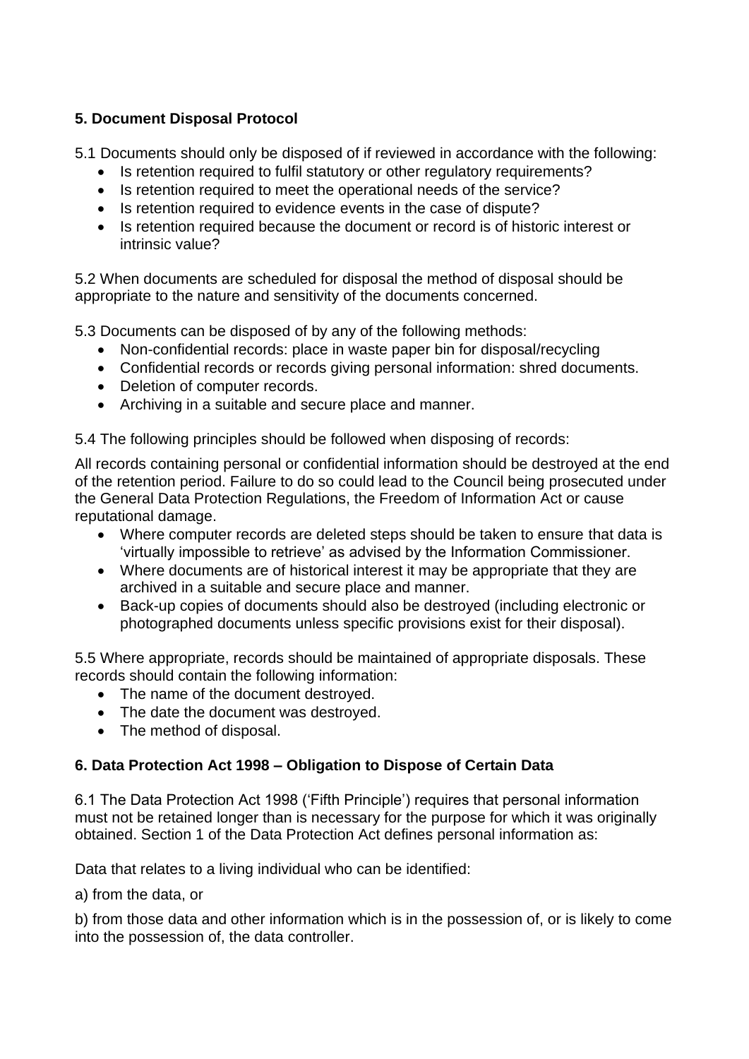**5. Document Disposal Protocol**

5.1 Documents should only be disposed of if reviewed in accordance with the following:

- Is retention required to fulfil statutory or other regulatory requirements?
- Is retention required to meet the operational needs of the service?
- Is retention required to evidence events in the case of dispute?
- Is retention required because the document or record is of historic interest or intrinsic value?

5.2 When documents are scheduled for disposal the method of disposal should be appropriate to the nature and sensitivity of the documents concerned.

5.3 Documents can be disposed of by any of the following methods:

- Non-confidential records: place in waste paper bin for disposal/recycling
- Confidential records or records giving personal information: shred documents.
- Deletion of computer records.
- Archiving in a suitable and secure place and manner.

5.4 The following principles should be followed when disposing of records:

All records containing personal or confidential information should be destroyed at the end of the retention period. Failure to do so could lead to the Council being prosecuted under the General Data Protection Regulations, the Freedom of Information Act or cause reputational damage.

- Where computer records are deleted steps should be taken to ensure that data is 'virtually impossible to retrieve' as advised by the Information Commissioner.
- Where documents are of historical interest it may be appropriate that they are archived in a suitable and secure place and manner.
- Back-up copies of documents should also be destroyed (including electronic or photographed documents unless specific provisions exist for their disposal).

5.5 Where appropriate, records should be maintained of appropriate disposals. These records should contain the following information:

- The name of the document destroyed.
- The date the document was destroyed.
- The method of disposal.

**6. Data Protection Act 1998 – Obligation to Dispose of Certain Data**

6.1 The Data Protection Act 1998 ('Fifth Principle') requires that personal information must not be retained longer than is necessary for the purpose for which it was originally obtained. Section 1 of the Data Protection Act defines personal information as:

Data that relates to a living individual who can be identified:

a) from the data, or

b) from those data and other information which is in the possession of, or is likely to come into the possession of, the data controller.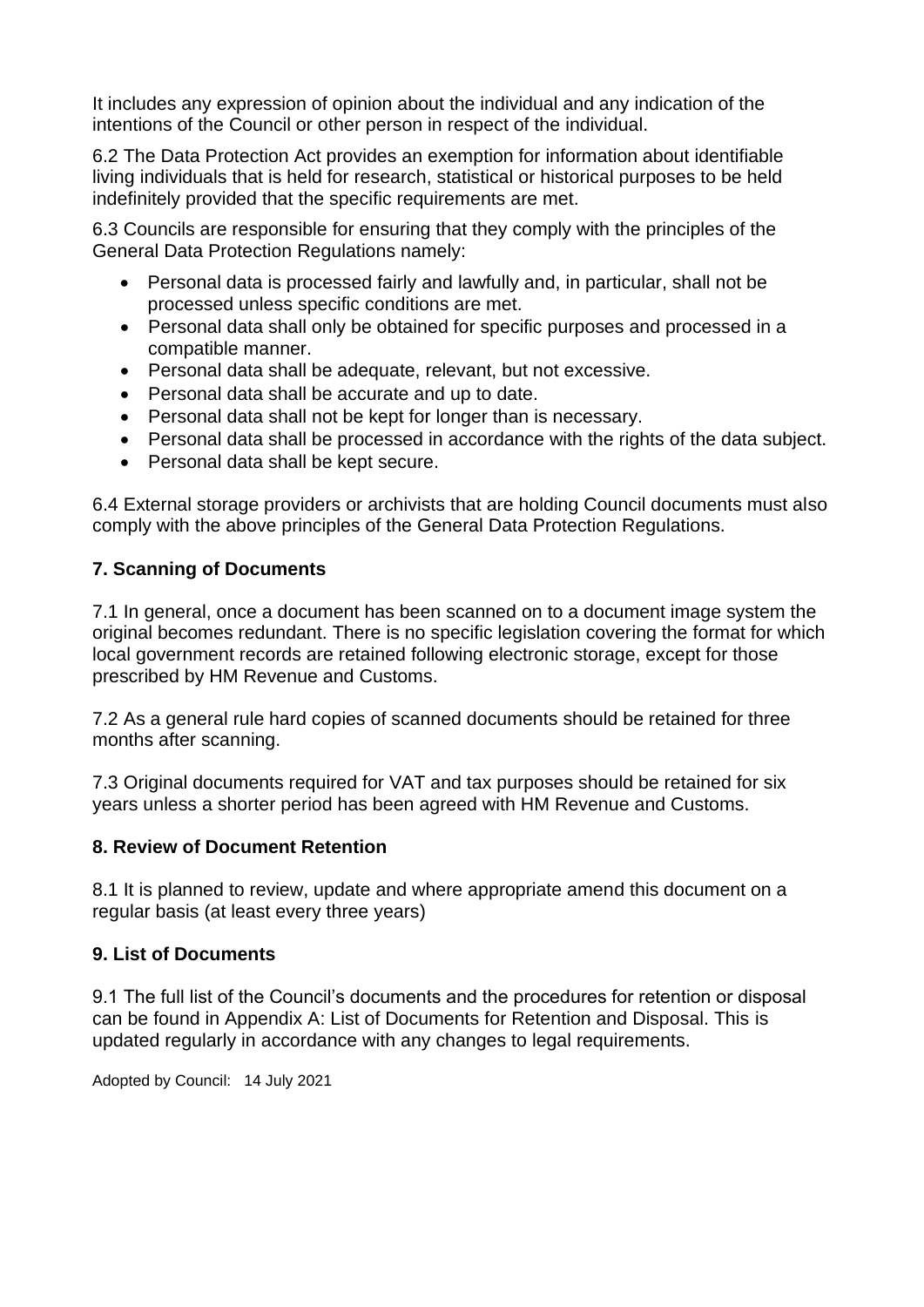It includes any expression of opinion about the individual and any indication of the intentions of the Council or other person in respect of the individual.

6.2 The Data Protection Act provides an exemption for information about identifiable living individuals that is held for research, statistical or historical purposes to be held indefinitely provided that the specific requirements are met.

6.3 Councils are responsible for ensuring that they comply with the principles of the General Data Protection Regulations namely:

- Personal data is processed fairly and lawfully and, in particular, shall not be processed unless specific conditions are met.
- Personal data shall only be obtained for specific purposes and processed in a compatible manner.
- Personal data shall be adequate, relevant, but not excessive.
- Personal data shall be accurate and up to date.
- Personal data shall not be kept for longer than is necessary.
- Personal data shall be processed in accordance with the rights of the data subject.
- Personal data shall be kept secure.

6.4 External storage providers or archivists that are holding Council documents must also comply with the above principles of the General Data Protection Regulations.

### 7. Scanning of Documents

7.1 In general, once a document has been scanned on to a document image system the original becomes redundant. There is no specific legislation covering the format for which local government records are retained following electronic storage, except for those prescribed by HM Revenue and Customs.

7.2 As a general rule hard copies of scanned documents should be retained for three months after scanning.

7.3 Original documents required for VAT and tax purposes should be retained for six years unless a shorter period has been agreed with HM Revenue and Customs.

### 8. Review of Document Retention

8.1 It is planned to review, update and where appropriate amend this document on a regular basis (at least every three years)

### 9. List of Documents

9.1 The full list of the Council's documents and the procedures for retention or disposal can be found in Appendix A: List of Documents for Retention and Disposal. This is updated regularly in accordance with any changes to legal requirements.

Adopted by Council: 14 July 2021